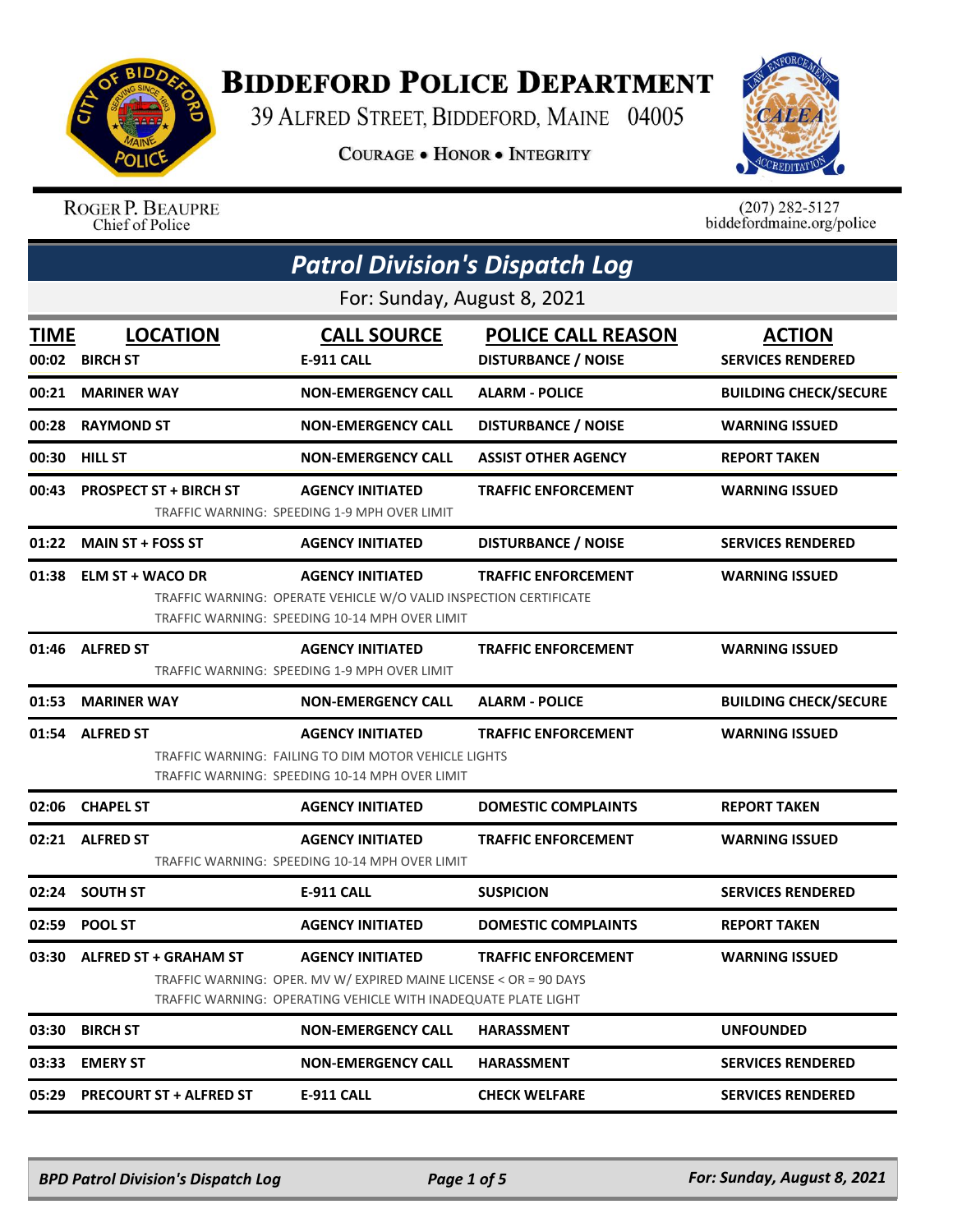# BIDDEFORD POLICE DEPARTMENT

39 ALFRED STREET, BIDDEFORD, MAINE 04005

COURAGE • HONOR • INTEGRITY

ROGER P. BEAUPRE
Chief of Police

(207) 282-5127
biddefordmaine.org/police

## Patrol Division's Dispatch Log

For: Sunday, August 8, 2021

| TIME | LOCATION | CALL SOURCE | POLICE CALL REASON | ACTION |
|---|---|---|---|---|
| 00:02 | BIRCH ST | E-911 CALL | DISTURBANCE / NOISE | SERVICES RENDERED |
| 00:21 | MARINER WAY | NON-EMERGENCY CALL | ALARM - POLICE | BUILDING CHECK/SECURE |
| 00:28 | RAYMOND ST | NON-EMERGENCY CALL | DISTURBANCE / NOISE | WARNING ISSUED |
| 00:30 | HILL ST | NON-EMERGENCY CALL | ASSIST OTHER AGENCY | REPORT TAKEN |
| 00:43 | PROSPECT ST + BIRCH ST | AGENCY INITIATED | TRAFFIC ENFORCEMENT | WARNING ISSUED |
| | TRAFFIC WARNING: SPEEDING 1-9 MPH OVER LIMIT | | | |
| 01:22 | MAIN ST + FOSS ST | AGENCY INITIATED | DISTURBANCE / NOISE | SERVICES RENDERED |
| 01:38 | ELM ST + WACO DR | AGENCY INITIATED | TRAFFIC ENFORCEMENT | WARNING ISSUED |
| | TRAFFIC WARNING: OPERATE VEHICLE W/O VALID INSPECTION CERTIFICATE<br>TRAFFIC WARNING: SPEEDING 10-14 MPH OVER LIMIT | | | |
| 01:46 | ALFRED ST | AGENCY INITIATED | TRAFFIC ENFORCEMENT | WARNING ISSUED |
| | TRAFFIC WARNING: SPEEDING 1-9 MPH OVER LIMIT | | | |
| 01:53 | MARINER WAY | NON-EMERGENCY CALL | ALARM - POLICE | BUILDING CHECK/SECURE |
| 01:54 | ALFRED ST | AGENCY INITIATED | TRAFFIC ENFORCEMENT | WARNING ISSUED |
| | TRAFFIC WARNING: FAILING TO DIM MOTOR VEHICLE LIGHTS<br>TRAFFIC WARNING: SPEEDING 10-14 MPH OVER LIMIT | | | |
| 02:06 | CHAPEL ST | AGENCY INITIATED | DOMESTIC COMPLAINTS | REPORT TAKEN |
| 02:21 | ALFRED ST | AGENCY INITIATED | TRAFFIC ENFORCEMENT | WARNING ISSUED |
| | TRAFFIC WARNING: SPEEDING 10-14 MPH OVER LIMIT | | | |
| 02:24 | SOUTH ST | E-911 CALL | SUSPICION | SERVICES RENDERED |
| 02:59 | POOL ST | AGENCY INITIATED | DOMESTIC COMPLAINTS | REPORT TAKEN |
| 03:30 | ALFRED ST + GRAHAM ST | AGENCY INITIATED | TRAFFIC ENFORCEMENT | WARNING ISSUED |
| | TRAFFIC WARNING: OPER. MV W/ EXPIRED MAINE LICENSE < OR = 90 DAYS<br>TRAFFIC WARNING: OPERATING VEHICLE WITH INADEQUATE PLATE LIGHT | | | |
| 03:30 | BIRCH ST | NON-EMERGENCY CALL | HARASSMENT | UNFOUNDED |
| 03:33 | EMERY ST | NON-EMERGENCY CALL | HARASSMENT | SERVICES RENDERED |
| 05:29 | PRECOURT ST + ALFRED ST | E-911 CALL | CHECK WELFARE | SERVICES RENDERED |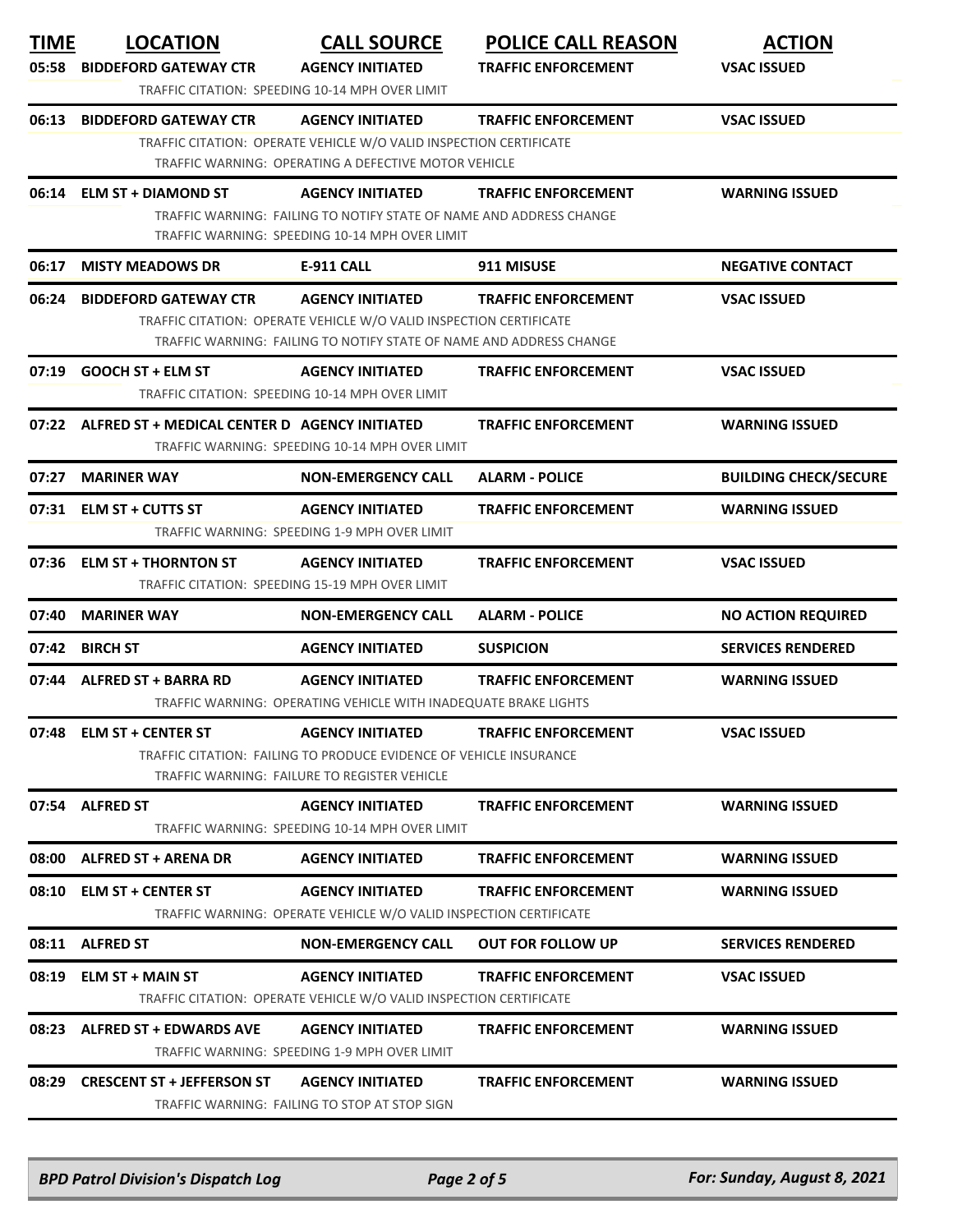| TIME | LOCATION | CALL SOURCE | POLICE CALL REASON | ACTION |
|---|---|---|---|---|
| 05:58 | BIDDEFORD GATEWAY CTR | AGENCY INITIATED | TRAFFIC ENFORCEMENT | VSAC ISSUED |
| | TRAFFIC CITATION: SPEEDING 10-14 MPH OVER LIMIT | | | |
| 06:13 | BIDDEFORD GATEWAY CTR | AGENCY INITIATED | TRAFFIC ENFORCEMENT | VSAC ISSUED |
| | TRAFFIC CITATION: OPERATE VEHICLE W/O VALID INSPECTION CERTIFICATE<br>TRAFFIC WARNING: OPERATING A DEFECTIVE MOTOR VEHICLE | | | |
| 06:14 | ELM ST + DIAMOND ST | AGENCY INITIATED | TRAFFIC ENFORCEMENT | WARNING ISSUED |
| | TRAFFIC WARNING: FAILING TO NOTIFY STATE OF NAME AND ADDRESS CHANGE<br>TRAFFIC WARNING: SPEEDING 10-14 MPH OVER LIMIT | | | |
| 06:17 | MISTY MEADOWS DR | E-911 CALL | 911 MISUSE | NEGATIVE CONTACT |
| 06:24 | BIDDEFORD GATEWAY CTR | AGENCY INITIATED | TRAFFIC ENFORCEMENT | VSAC ISSUED |
| | TRAFFIC CITATION: OPERATE VEHICLE W/O VALID INSPECTION CERTIFICATE<br>TRAFFIC WARNING: FAILING TO NOTIFY STATE OF NAME AND ADDRESS CHANGE | | | |
| 07:19 | GOOCH ST + ELM ST | AGENCY INITIATED | TRAFFIC ENFORCEMENT | VSAC ISSUED |
| | TRAFFIC CITATION: SPEEDING 10-14 MPH OVER LIMIT | | | |
| 07:22 | ALFRED ST + MEDICAL CENTER D | AGENCY INITIATED | TRAFFIC ENFORCEMENT | WARNING ISSUED |
| | TRAFFIC WARNING: SPEEDING 10-14 MPH OVER LIMIT | | | |
| 07:27 | MARINER WAY | NON-EMERGENCY CALL | ALARM - POLICE | BUILDING CHECK/SECURE |
| 07:31 | ELM ST + CUTTS ST | AGENCY INITIATED | TRAFFIC ENFORCEMENT | WARNING ISSUED |
| | TRAFFIC WARNING: SPEEDING 1-9 MPH OVER LIMIT | | | |
| 07:36 | ELM ST + THORNTON ST | AGENCY INITIATED | TRAFFIC ENFORCEMENT | VSAC ISSUED |
| | TRAFFIC CITATION: SPEEDING 15-19 MPH OVER LIMIT | | | |
| 07:40 | MARINER WAY | NON-EMERGENCY CALL | ALARM - POLICE | NO ACTION REQUIRED |
| 07:42 | BIRCH ST | AGENCY INITIATED | SUSPICION | SERVICES RENDERED |
| 07:44 | ALFRED ST + BARRA RD | AGENCY INITIATED | TRAFFIC ENFORCEMENT | WARNING ISSUED |
| | TRAFFIC WARNING: OPERATING VEHICLE WITH INADEQUATE BRAKE LIGHTS | | | |
| 07:48 | ELM ST + CENTER ST | AGENCY INITIATED | TRAFFIC ENFORCEMENT | VSAC ISSUED |
| | TRAFFIC CITATION: FAILING TO PRODUCE EVIDENCE OF VEHICLE INSURANCE<br>TRAFFIC WARNING: FAILURE TO REGISTER VEHICLE | | | |
| 07:54 | ALFRED ST | AGENCY INITIATED | TRAFFIC ENFORCEMENT | WARNING ISSUED |
| | TRAFFIC WARNING: SPEEDING 10-14 MPH OVER LIMIT | | | |
| 08:00 | ALFRED ST + ARENA DR | AGENCY INITIATED | TRAFFIC ENFORCEMENT | WARNING ISSUED |
| 08:10 | ELM ST + CENTER ST | AGENCY INITIATED | TRAFFIC ENFORCEMENT | WARNING ISSUED |
| | TRAFFIC WARNING: OPERATE VEHICLE W/O VALID INSPECTION CERTIFICATE | | | |
| 08:11 | ALFRED ST | NON-EMERGENCY CALL | OUT FOR FOLLOW UP | SERVICES RENDERED |
| 08:19 | ELM ST + MAIN ST | AGENCY INITIATED | TRAFFIC ENFORCEMENT | VSAC ISSUED |
| | TRAFFIC CITATION: OPERATE VEHICLE W/O VALID INSPECTION CERTIFICATE | | | |
| 08:23 | ALFRED ST + EDWARDS AVE | AGENCY INITIATED | TRAFFIC ENFORCEMENT | WARNING ISSUED |
| | TRAFFIC WARNING: SPEEDING 1-9 MPH OVER LIMIT | | | |
| 08:29 | CRESCENT ST + JEFFERSON ST | AGENCY INITIATED | TRAFFIC ENFORCEMENT | WARNING ISSUED |
| | TRAFFIC WARNING: FAILING TO STOP AT STOP SIGN | | | |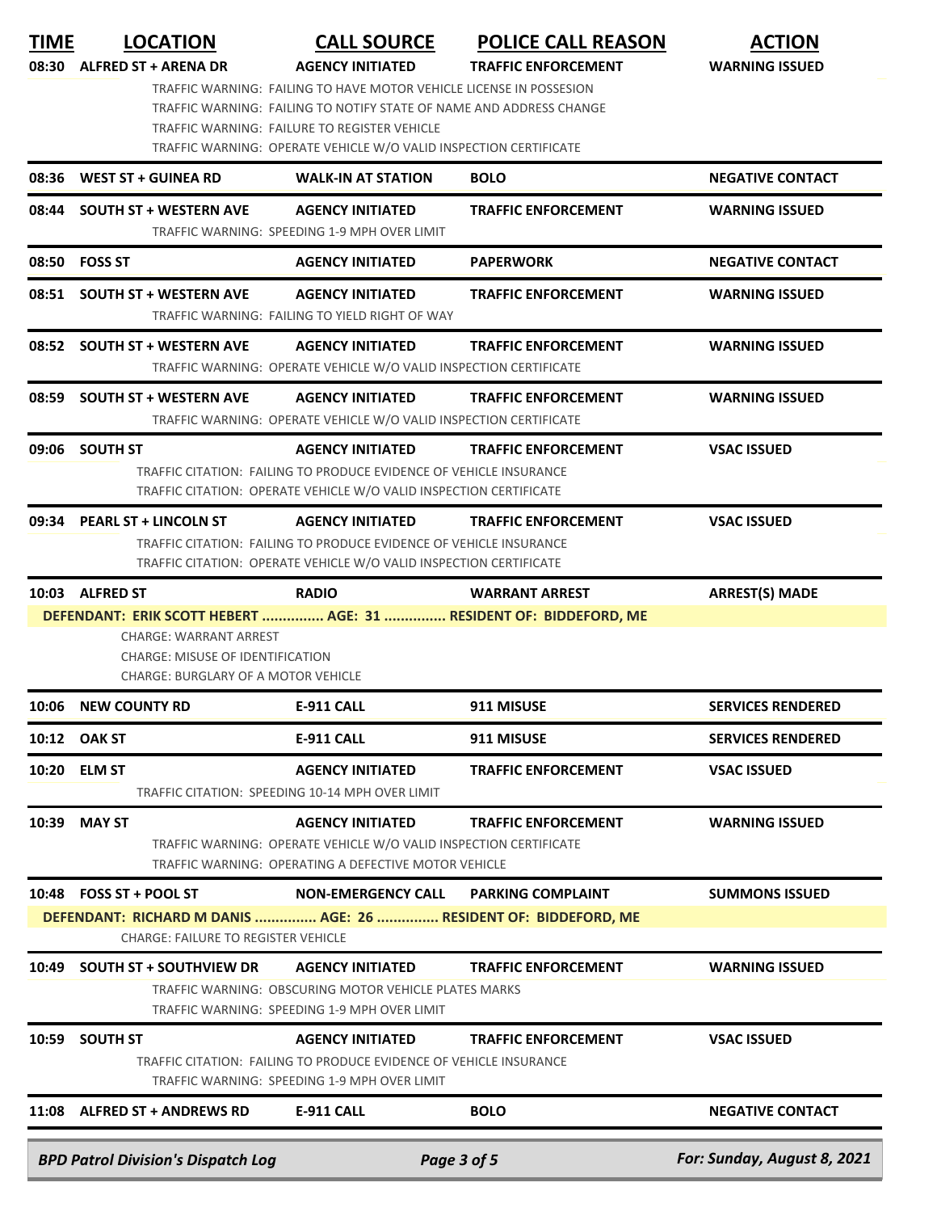| TIME | LOCATION | CALL SOURCE | POLICE CALL REASON | ACTION |
|---|---|---|---|---|
| 08:30 | ALFRED ST + ARENA DR | AGENCY INITIATED | TRAFFIC ENFORCEMENT | WARNING ISSUED |

TRAFFIC WARNING: FAILING TO HAVE MOTOR VEHICLE LICENSE IN POSSESION
TRAFFIC WARNING: FAILING TO NOTIFY STATE OF NAME AND ADDRESS CHANGE
TRAFFIC WARNING: FAILURE TO REGISTER VEHICLE
TRAFFIC WARNING: OPERATE VEHICLE W/O VALID INSPECTION CERTIFICATE

| TIME | LOCATION | CALL SOURCE | POLICE CALL REASON | ACTION |
|---|---|---|---|---|
| 08:36 | WEST ST + GUINEA RD | WALK-IN AT STATION | BOLO | NEGATIVE CONTACT |
| 08:44 | SOUTH ST + WESTERN AVE | AGENCY INITIATED | TRAFFIC ENFORCEMENT | WARNING ISSUED |

TRAFFIC WARNING: SPEEDING 1-9 MPH OVER LIMIT

| TIME | LOCATION | CALL SOURCE | POLICE CALL REASON | ACTION |
|---|---|---|---|---|
| 08:50 | FOSS ST | AGENCY INITIATED | PAPERWORK | NEGATIVE CONTACT |
| 08:51 | SOUTH ST + WESTERN AVE | AGENCY INITIATED | TRAFFIC ENFORCEMENT | WARNING ISSUED |

TRAFFIC WARNING: FAILING TO YIELD RIGHT OF WAY

| TIME | LOCATION | CALL SOURCE | POLICE CALL REASON | ACTION |
|---|---|---|---|---|
| 08:52 | SOUTH ST + WESTERN AVE | AGENCY INITIATED | TRAFFIC ENFORCEMENT | WARNING ISSUED |

TRAFFIC WARNING: OPERATE VEHICLE W/O VALID INSPECTION CERTIFICATE

| TIME | LOCATION | CALL SOURCE | POLICE CALL REASON | ACTION |
|---|---|---|---|---|
| 08:59 | SOUTH ST + WESTERN AVE | AGENCY INITIATED | TRAFFIC ENFORCEMENT | WARNING ISSUED |

TRAFFIC WARNING: OPERATE VEHICLE W/O VALID INSPECTION CERTIFICATE

| TIME | LOCATION | CALL SOURCE | POLICE CALL REASON | ACTION |
|---|---|---|---|---|
| 09:06 | SOUTH ST | AGENCY INITIATED | TRAFFIC ENFORCEMENT | VSAC ISSUED |

TRAFFIC CITATION: FAILING TO PRODUCE EVIDENCE OF VEHICLE INSURANCE
TRAFFIC CITATION: OPERATE VEHICLE W/O VALID INSPECTION CERTIFICATE

| TIME | LOCATION | CALL SOURCE | POLICE CALL REASON | ACTION |
|---|---|---|---|---|
| 09:34 | PEARL ST + LINCOLN ST | AGENCY INITIATED | TRAFFIC ENFORCEMENT | VSAC ISSUED |

TRAFFIC CITATION: FAILING TO PRODUCE EVIDENCE OF VEHICLE INSURANCE
TRAFFIC CITATION: OPERATE VEHICLE W/O VALID INSPECTION CERTIFICATE

| TIME | LOCATION | CALL SOURCE | POLICE CALL REASON | ACTION |
|---|---|---|---|---|
| 10:03 | ALFRED ST | RADIO | WARRANT ARREST | ARREST(S) MADE |

**DEFENDANT: ERIK SCOTT HEBERT ............... AGE: 31 ............... RESIDENT OF: BIDDEFORD, ME**

CHARGE: WARRANT ARREST
CHARGE: MISUSE OF IDENTIFICATION
CHARGE: BURGLARY OF A MOTOR VEHICLE

| TIME | LOCATION | CALL SOURCE | POLICE CALL REASON | ACTION |
|---|---|---|---|---|
| 10:06 | NEW COUNTY RD | E-911 CALL | 911 MISUSE | SERVICES RENDERED |
| 10:12 | OAK ST | E-911 CALL | 911 MISUSE | SERVICES RENDERED |
| 10:20 | ELM ST | AGENCY INITIATED | TRAFFIC ENFORCEMENT | VSAC ISSUED |

TRAFFIC CITATION: SPEEDING 10-14 MPH OVER LIMIT

| TIME | LOCATION | CALL SOURCE | POLICE CALL REASON | ACTION |
|---|---|---|---|---|
| 10:39 | MAY ST | AGENCY INITIATED | TRAFFIC ENFORCEMENT | WARNING ISSUED |

TRAFFIC WARNING: OPERATE VEHICLE W/O VALID INSPECTION CERTIFICATE
TRAFFIC WARNING: OPERATING A DEFECTIVE MOTOR VEHICLE

| TIME | LOCATION | CALL SOURCE | POLICE CALL REASON | ACTION |
|---|---|---|---|---|
| 10:48 | FOSS ST + POOL ST | NON-EMERGENCY CALL | PARKING COMPLAINT | SUMMONS ISSUED |

**DEFENDANT: RICHARD M DANIS ............... AGE: 26 ............... RESIDENT OF: BIDDEFORD, ME**

CHARGE: FAILURE TO REGISTER VEHICLE

| TIME | LOCATION | CALL SOURCE | POLICE CALL REASON | ACTION |
|---|---|---|---|---|
| 10:49 | SOUTH ST + SOUTHVIEW DR | AGENCY INITIATED | TRAFFIC ENFORCEMENT | WARNING ISSUED |

TRAFFIC WARNING: OBSCURING MOTOR VEHICLE PLATES MARKS
TRAFFIC WARNING: SPEEDING 1-9 MPH OVER LIMIT

| TIME | LOCATION | CALL SOURCE | POLICE CALL REASON | ACTION |
|---|---|---|---|---|
| 10:59 | SOUTH ST | AGENCY INITIATED | TRAFFIC ENFORCEMENT | VSAC ISSUED |

TRAFFIC CITATION: FAILING TO PRODUCE EVIDENCE OF VEHICLE INSURANCE
TRAFFIC WARNING: SPEEDING 1-9 MPH OVER LIMIT

| TIME | LOCATION | CALL SOURCE | POLICE CALL REASON | ACTION |
|---|---|---|---|---|
| 11:08 | ALFRED ST + ANDREWS RD | E-911 CALL | BOLO | NEGATIVE CONTACT |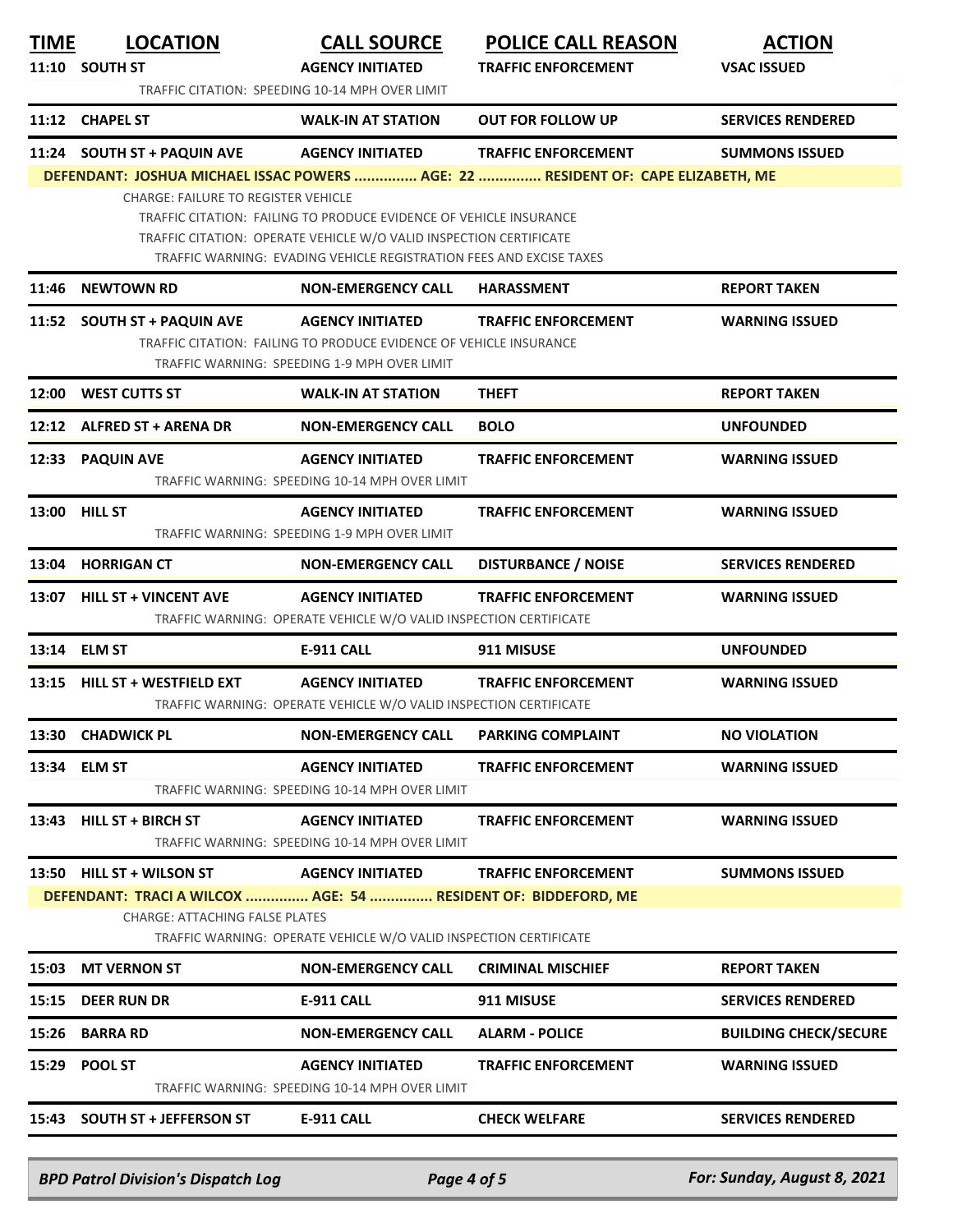| TIME | LOCATION | CALL SOURCE | POLICE CALL REASON | ACTION |
|---|---|---|---|---|
| 11:10 | SOUTH ST | AGENCY INITIATED | TRAFFIC ENFORCEMENT | VSAC ISSUED |
| | TRAFFIC CITATION: SPEEDING 10-14 MPH OVER LIMIT | | | |
| 11:12 | CHAPEL ST | WALK-IN AT STATION | OUT FOR FOLLOW UP | SERVICES RENDERED |
| 11:24 | SOUTH ST + PAQUIN AVE | AGENCY INITIATED | TRAFFIC ENFORCEMENT | SUMMONS ISSUED |
| | DEFENDANT: JOSHUA MICHAEL ISSAC POWERS ............... AGE: 22 ............... RESIDENT OF: CAPE ELIZABETH, ME | | | |
| | CHARGE: FAILURE TO REGISTER VEHICLE<br>TRAFFIC CITATION: FAILING TO PRODUCE EVIDENCE OF VEHICLE INSURANCE<br>TRAFFIC CITATION: OPERATE VEHICLE W/O VALID INSPECTION CERTIFICATE<br>TRAFFIC WARNING: EVADING VEHICLE REGISTRATION FEES AND EXCISE TAXES | | | |
| 11:46 | NEWTOWN RD | NON-EMERGENCY CALL | HARASSMENT | REPORT TAKEN |
| 11:52 | SOUTH ST + PAQUIN AVE | AGENCY INITIATED | TRAFFIC ENFORCEMENT | WARNING ISSUED |
| | TRAFFIC CITATION: FAILING TO PRODUCE EVIDENCE OF VEHICLE INSURANCE<br>TRAFFIC WARNING: SPEEDING 1-9 MPH OVER LIMIT | | | |
| 12:00 | WEST CUTTS ST | WALK-IN AT STATION | THEFT | REPORT TAKEN |
| 12:12 | ALFRED ST + ARENA DR | NON-EMERGENCY CALL | BOLO | UNFOUNDED |
| 12:33 | PAQUIN AVE | AGENCY INITIATED | TRAFFIC ENFORCEMENT | WARNING ISSUED |
| | TRAFFIC WARNING: SPEEDING 10-14 MPH OVER LIMIT | | | |
| 13:00 | HILL ST | AGENCY INITIATED | TRAFFIC ENFORCEMENT | WARNING ISSUED |
| | TRAFFIC WARNING: SPEEDING 1-9 MPH OVER LIMIT | | | |
| 13:04 | HORRIGAN CT | NON-EMERGENCY CALL | DISTURBANCE / NOISE | SERVICES RENDERED |
| 13:07 | HILL ST + VINCENT AVE | AGENCY INITIATED | TRAFFIC ENFORCEMENT | WARNING ISSUED |
| | TRAFFIC WARNING: OPERATE VEHICLE W/O VALID INSPECTION CERTIFICATE | | | |
| 13:14 | ELM ST | E-911 CALL | 911 MISUSE | UNFOUNDED |
| 13:15 | HILL ST + WESTFIELD EXT | AGENCY INITIATED | TRAFFIC ENFORCEMENT | WARNING ISSUED |
| | TRAFFIC WARNING: OPERATE VEHICLE W/O VALID INSPECTION CERTIFICATE | | | |
| 13:30 | CHADWICK PL | NON-EMERGENCY CALL | PARKING COMPLAINT | NO VIOLATION |
| 13:34 | ELM ST | AGENCY INITIATED | TRAFFIC ENFORCEMENT | WARNING ISSUED |
| | TRAFFIC WARNING: SPEEDING 10-14 MPH OVER LIMIT | | | |
| 13:43 | HILL ST + BIRCH ST | AGENCY INITIATED | TRAFFIC ENFORCEMENT | WARNING ISSUED |
| | TRAFFIC WARNING: SPEEDING 10-14 MPH OVER LIMIT | | | |
| 13:50 | HILL ST + WILSON ST | AGENCY INITIATED | TRAFFIC ENFORCEMENT | SUMMONS ISSUED |
| | DEFENDANT: TRACI A WILCOX ............... AGE: 54 ............... RESIDENT OF: BIDDEFORD, ME | | | |
| | CHARGE: ATTACHING FALSE PLATES<br>TRAFFIC WARNING: OPERATE VEHICLE W/O VALID INSPECTION CERTIFICATE | | | |
| 15:03 | MT VERNON ST | NON-EMERGENCY CALL | CRIMINAL MISCHIEF | REPORT TAKEN |
| 15:15 | DEER RUN DR | E-911 CALL | 911 MISUSE | SERVICES RENDERED |
| 15:26 | BARRA RD | NON-EMERGENCY CALL | ALARM - POLICE | BUILDING CHECK/SECURE |
| 15:29 | POOL ST | AGENCY INITIATED | TRAFFIC ENFORCEMENT | WARNING ISSUED |
| | TRAFFIC WARNING: SPEEDING 10-14 MPH OVER LIMIT | | | |
| 15:43 | SOUTH ST + JEFFERSON ST | E-911 CALL | CHECK WELFARE | SERVICES RENDERED |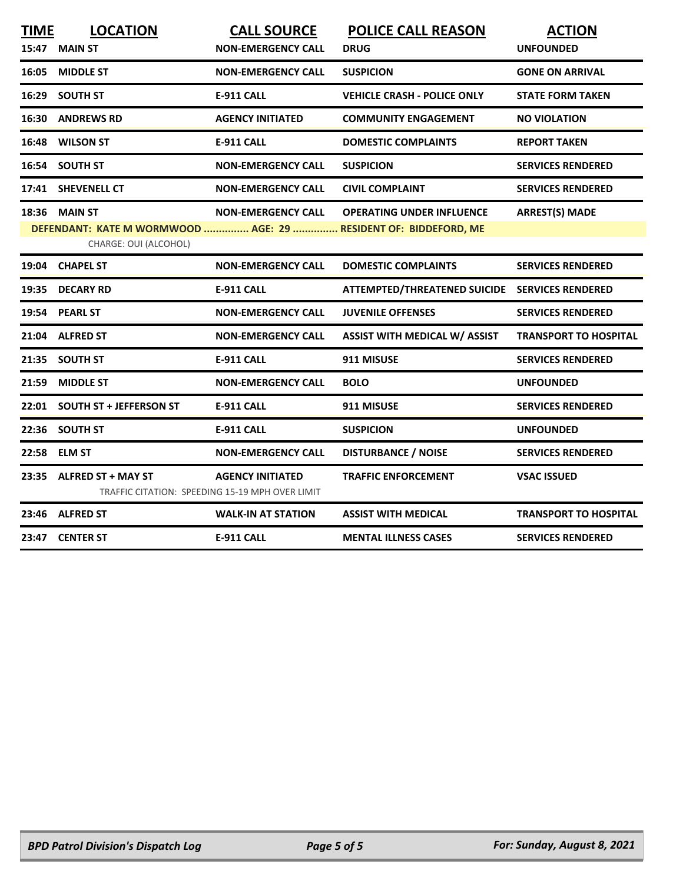| TIME | LOCATION | CALL SOURCE | POLICE CALL REASON | ACTION |
|---|---|---|---|---|
| 15:47 | MAIN ST | NON-EMERGENCY CALL | DRUG | UNFOUNDED |
| 16:05 | MIDDLE ST | NON-EMERGENCY CALL | SUSPICION | GONE ON ARRIVAL |
| 16:29 | SOUTH ST | E-911 CALL | VEHICLE CRASH - POLICE ONLY | STATE FORM TAKEN |
| 16:30 | ANDREWS RD | AGENCY INITIATED | COMMUNITY ENGAGEMENT | NO VIOLATION |
| 16:48 | WILSON ST | E-911 CALL | DOMESTIC COMPLAINTS | REPORT TAKEN |
| 16:54 | SOUTH ST | NON-EMERGENCY CALL | SUSPICION | SERVICES RENDERED |
| 17:41 | SHEVENELL CT | NON-EMERGENCY CALL | CIVIL COMPLAINT | SERVICES RENDERED |
| 18:36 | MAIN ST | NON-EMERGENCY CALL | OPERATING UNDER INFLUENCE | ARREST(S) MADE |
| | DEFENDANT: KATE M WORMWOOD ............... AGE: 29 ............... RESIDENT OF: BIDDEFORD, ME | | | |
| | CHARGE: OUI (ALCOHOL) | | | |
| 19:04 | CHAPEL ST | NON-EMERGENCY CALL | DOMESTIC COMPLAINTS | SERVICES RENDERED |
| 19:35 | DECARY RD | E-911 CALL | ATTEMPTED/THREATENED SUICIDE | SERVICES RENDERED |
| 19:54 | PEARL ST | NON-EMERGENCY CALL | JUVENILE OFFENSES | SERVICES RENDERED |
| 21:04 | ALFRED ST | NON-EMERGENCY CALL | ASSIST WITH MEDICAL W/ ASSIST | TRANSPORT TO HOSPITAL |
| 21:35 | SOUTH ST | E-911 CALL | 911 MISUSE | SERVICES RENDERED |
| 21:59 | MIDDLE ST | NON-EMERGENCY CALL | BOLO | UNFOUNDED |
| 22:01 | SOUTH ST + JEFFERSON ST | E-911 CALL | 911 MISUSE | SERVICES RENDERED |
| 22:36 | SOUTH ST | E-911 CALL | SUSPICION | UNFOUNDED |
| 22:58 | ELM ST | NON-EMERGENCY CALL | DISTURBANCE / NOISE | SERVICES RENDERED |
| 23:35 | ALFRED ST + MAY ST | AGENCY INITIATED | TRAFFIC ENFORCEMENT | VSAC ISSUED |
| | TRAFFIC CITATION: SPEEDING 15-19 MPH OVER LIMIT | | | |
| 23:46 | ALFRED ST | WALK-IN AT STATION | ASSIST WITH MEDICAL | TRANSPORT TO HOSPITAL |
| 23:47 | CENTER ST | E-911 CALL | MENTAL ILLNESS CASES | SERVICES RENDERED |